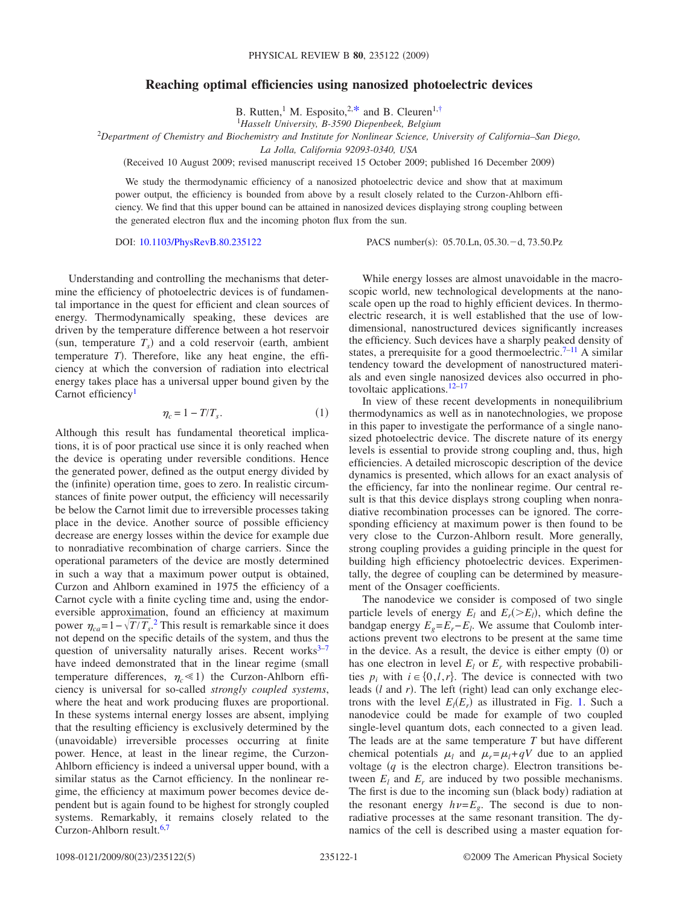# Reaching optimal efficiencies using nanosized photoelectric devices

B. Rutten,[1] M. Esposito,[2,*] and B. Cleuren[1,†]

[1]*Hasselt University, B-3590 Diepenbeek, Belgium*

[2]*Department of Chemistry and Biochemistry and Institute for Nonlinear Science, University of California–San Diego, La Jolla, California 92093-0340, USA*

(Received 10 August 2009; revised manuscript received 15 October 2009; published 16 December 2009)

We study the thermodynamic efficiency of a nanosized photoelectric device and show that at maximum power output, the efficiency is bounded from above by a result closely related to the Curzon-Ahlborn efficiency. We find that this upper bound can be attained in nanosized devices displaying strong coupling between the generated electron flux and the incoming photon flux from the sun.

DOI: 10.1103/PhysRevB.80.235122 PACS number(s): 05.70.Ln, 05.30.−d, 73.50.Pz

Understanding and controlling the mechanisms that determine the efficiency of photoelectric devices is of fundamental importance in the quest for efficient and clean sources of energy. Thermodynamically speaking, these devices are driven by the temperature difference between a hot reservoir (sun, temperature $T_s$) and a cold reservoir (earth, ambient temperature $T$). Therefore, like any heat engine, the efficiency at which the conversion of radiation into electrical energy takes place has a universal upper bound given by the Carnot efficiency[1]

$$\eta_c = 1 - T/T_s. \tag{1}$$

Although this result has fundamental theoretical implications, it is of poor practical use since it is only reached when the device is operating under reversible conditions. Hence the generated power, defined as the output energy divided by the (infinite) operation time, goes to zero. In realistic circumstances of finite power output, the efficiency will necessarily be below the Carnot limit due to irreversible processes taking place in the device. Another source of possible efficiency decrease are energy losses within the device for example due to nonradiative recombination of charge carriers. Since the operational parameters of the device are mostly determined in such a way that a maximum power output is obtained, Curzon and Ahlborn examined in 1975 the efficiency of a Carnot cycle with a finite cycling time and, using the endoreversible approximation, found an efficiency at maximum power $\eta_{ca} = 1 - \sqrt{T/T_s}$.[2] This result is remarkable since it does not depend on the specific details of the system, and thus the question of universality naturally arises. Recent works[3–7] have indeed demonstrated that in the linear regime (small temperature differences, $\eta_c \ll 1$) the Curzon-Ahlborn efficiency is universal for so-called *strongly coupled systems*, where the heat and work producing fluxes are proportional. In these systems internal energy losses are absent, implying that the resulting efficiency is exclusively determined by the (unavoidable) irreversible processes occurring at finite power. Hence, at least in the linear regime, the Curzon-Ahlborn efficiency is indeed a universal upper bound, with a similar status as the Carnot efficiency. In the nonlinear regime, the efficiency at maximum power becomes device dependent but is again found to be highest for strongly coupled systems. Remarkably, it remains closely related to the Curzon-Ahlborn result.[6,7]

While energy losses are almost unavoidable in the macroscopic world, new technological developments at the nanoscale open up the road to highly efficient devices. In thermoelectric research, it is well established that the use of low-dimensional, nanostructured devices significantly increases the efficiency. Such devices have a sharply peaked density of states, a prerequisite for a good thermoelectric.[7–11] A similar tendency toward the development of nanostructured materials and even single nanosized devices also occurred in photovoltaic applications.[12–17]

In view of these recent developments in nonequilibrium thermodynamics as well as in nanotechnologies, we propose in this paper to investigate the performance of a single nanosized photoelectric device. The discrete nature of its energy levels is essential to provide strong coupling and, thus, high efficiencies. A detailed microscopic description of the device dynamics is presented, which allows for an exact analysis of the efficiency, far into the nonlinear regime. Our central result is that this device displays strong coupling when nonradiative recombination processes can be ignored. The corresponding efficiency at maximum power is then found to be very close to the Curzon-Ahlborn result. More generally, strong coupling provides a guiding principle in the quest for building high efficiency photoelectric devices. Experimentally, the degree of coupling can be determined by measurement of the Onsager coefficients.

The nanodevice we consider is composed of two single particle levels of energy $E_l$ and $E_r(>E_l)$, which define the bandgap energy $E_g = E_r - E_l$. We assume that Coulomb interactions prevent two electrons to be present at the same time in the device. As a result, the device is either empty (0) or has one electron in level $E_l$ or $E_r$ with respective probabilities $p_i$ with $i \in \{0, l, r\}$. The device is connected with two leads ($l$ and $r$). The left (right) lead can only exchange electrons with the level $E_l(E_r)$ as illustrated in Fig. 1. Such a nanodevice could be made for example of two coupled single-level quantum dots, each connected to a given lead. The leads are at the same temperature $T$ but have different chemical potentials $\mu_l$ and $\mu_r = \mu_l + qV$ due to an applied voltage ($q$ is the electron charge). Electron transitions between $E_l$ and $E_r$ are induced by two possible mechanisms. The first is due to the incoming sun (black body) radiation at the resonant energy $h\nu = E_g$. The second is due to nonradiative processes at the same resonant transition. The dynamics of the cell is described using a master equation for-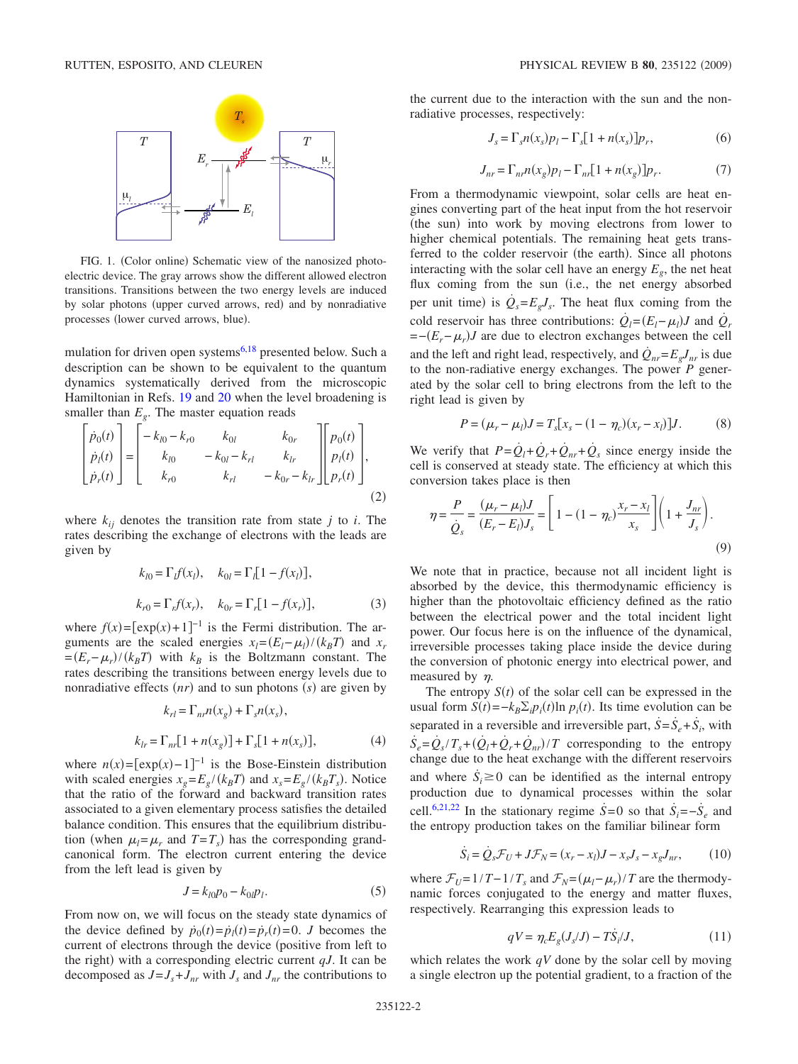FIG. 1. (Color online) Schematic view of the nanosized photoelectric device. The gray arrows show the different allowed electron transitions. Transitions between the two energy levels are induced by solar photons (upper curved arrows, red) and by nonradiative processes (lower curved arrows, blue).

mulation for driven open systems[6,18] presented below. Such a description can be shown to be equivalent to the quantum dynamics systematically derived from the microscopic Hamiltonian in Refs. 19 and 20 when the level broadening is smaller than $E_g$. The master equation reads

$$\begin{bmatrix} \dot{p}_0(t) \\ \dot{p}_l(t) \\ \dot{p}_r(t) \end{bmatrix} = \begin{bmatrix} -k_{l0}-k_{r0} & k_{0l} & k_{0r} \\ k_{l0} & -k_{0l}-k_{rl} & k_{lr} \\ k_{r0} & k_{rl} & -k_{0r}-k_{lr} \end{bmatrix} \begin{bmatrix} p_0(t) \\ p_l(t) \\ p_r(t) \end{bmatrix}, \tag{2}$$

where $k_{ij}$ denotes the transition rate from state $j$ to $i$. The rates describing the exchange of electrons with the leads are given by

$$k_{l0} = \Gamma_l f(x_l), \quad k_{0l} = \Gamma_l[1-f(x_l)],$$

$$k_{r0} = \Gamma_r f(x_r), \quad k_{0r} = \Gamma_r[1-f(x_r)], \tag{3}$$

where $f(x)=[\exp(x)+1]^{-1}$ is the Fermi distribution. The arguments are the scaled energies $x_l=(E_l-\mu_l)/(k_B T)$ and $x_r=(E_r-\mu_r)/(k_B T)$ with $k_B$ is the Boltzmann constant. The rates describing the transitions between energy levels due to nonradiative effects ($nr$) and to sun photons ($s$) are given by

$$k_{rl} = \Gamma_{nr} n(x_g) + \Gamma_s n(x_s),$$

$$k_{lr} = \Gamma_{nr}[1+n(x_g)] + \Gamma_s[1+n(x_s)], \tag{4}$$

where $n(x)=[\exp(x)-1]^{-1}$ is the Bose-Einstein distribution with scaled energies $x_g=E_g/(k_B T)$ and $x_s=E_g/(k_B T_s)$. Notice that the ratio of the forward and backward transition rates associated to a given elementary process satisfies the detailed balance condition. This ensures that the equilibrium distribution (when $\mu_l=\mu_r$ and $T=T_s$) has the corresponding grand-canonical form. The electron current entering the device from the left lead is given by

$$J = k_{l0} p_0 - k_{0l} p_l. \tag{5}$$

From now on, we will focus on the steady state dynamics of the device defined by $\dot{p}_0(t)=\dot{p}_l(t)=\dot{p}_r(t)=0$. $J$ becomes the current of electrons through the device (positive from left to the right) with a corresponding electric current $qJ$. It can be decomposed as $J=J_s+J_{nr}$ with $J_s$ and $J_{nr}$ the contributions to the current due to the interaction with the sun and the nonradiative processes, respectively:

$$J_s = \Gamma_s n(x_s) p_l - \Gamma_s[1+n(x_s)] p_r, \tag{6}$$

$$J_{nr} = \Gamma_{nr} n(x_g) p_l - \Gamma_{nr}[1+n(x_g)] p_r. \tag{7}$$

From a thermodynamic viewpoint, solar cells are heat engines converting part of the heat input from the hot reservoir (the sun) into work by moving electrons from lower to higher chemical potentials. The remaining heat gets transferred to the colder reservoir (the earth). Since all photons interacting with the solar cell have an energy $E_g$, the net heat flux coming from the sun (i.e., the net energy absorbed per unit time) is $\dot{Q}_s=E_g J_s$. The heat flux coming from the cold reservoir has three contributions: $\dot{Q}_l=(E_l-\mu_l)J$ and $\dot{Q}_r=-(E_r-\mu_r)J$ are due to electron exchanges between the cell and the left and right lead, respectively, and $\dot{Q}_{nr}=E_g J_{nr}$ is due to the non-radiative energy exchanges. The power $P$ generated by the solar cell to bring electrons from the left to the right lead is given by

$$P = (\mu_r - \mu_l)J = T_s[x_s - (1-\eta_c)(x_r - x_l)]J. \tag{8}$$

We verify that $P=\dot{Q}_l+\dot{Q}_r+\dot{Q}_{nr}+\dot{Q}_s$ since energy inside the cell is conserved at steady state. The efficiency at which this conversion takes place is then

$$\eta = \frac{P}{\dot{Q}_s} = \frac{(\mu_r-\mu_l)J}{(E_r-E_l)J_s} = \left[1-(1-\eta_c)\frac{x_r-x_l}{x_s}\right]\left(1+\frac{J_{nr}}{J_s}\right). \tag{9}$$

We note that in practice, because not all incident light is absorbed by the device, this thermodynamic efficiency is higher than the photovoltaic efficiency defined as the ratio between the electrical power and the total incident light power. Our focus here is on the influence of the dynamical, irreversible processes taking place inside the device during the conversion of photonic energy into electrical power, and measured by $\eta$.

The entropy $S(t)$ of the solar cell can be expressed in the usual form $S(t)=-k_B\Sigma_i p_i(t)\ln p_i(t)$. Its time evolution can be separated in a reversible and irreversible part, $\dot{S}=\dot{S}_e+\dot{S}_i$, with $\dot{S}_e=\dot{Q}_s/T_s+(\dot{Q}_l+\dot{Q}_r+\dot{Q}_{nr})/T$ corresponding to the entropy change due to the heat exchange with the different reservoirs and where $\dot{S}_i\geq 0$ can be identified as the internal entropy production due to dynamical processes within the solar cell.[6,21,22] In the stationary regime $\dot{S}=0$ so that $\dot{S}_i=-\dot{S}_e$ and the entropy production takes on the familiar bilinear form

$$\dot{S}_i = \dot{Q}_s \mathcal{F}_U + J\mathcal{F}_N = (x_r - x_l)J - x_s J_s - x_g J_{nr}, \tag{10}$$

where $\mathcal{F}_U=1/T-1/T_s$ and $\mathcal{F}_N=(\mu_l-\mu_r)/T$ are the thermodynamic forces conjugated to the energy and matter fluxes, respectively. Rearranging this expression leads to

$$qV = \eta_c E_g(J_s/J) - T\dot{S}_i/J, \tag{11}$$

which relates the work $qV$ done by the solar cell by moving a single electron up the potential gradient, to a fraction of the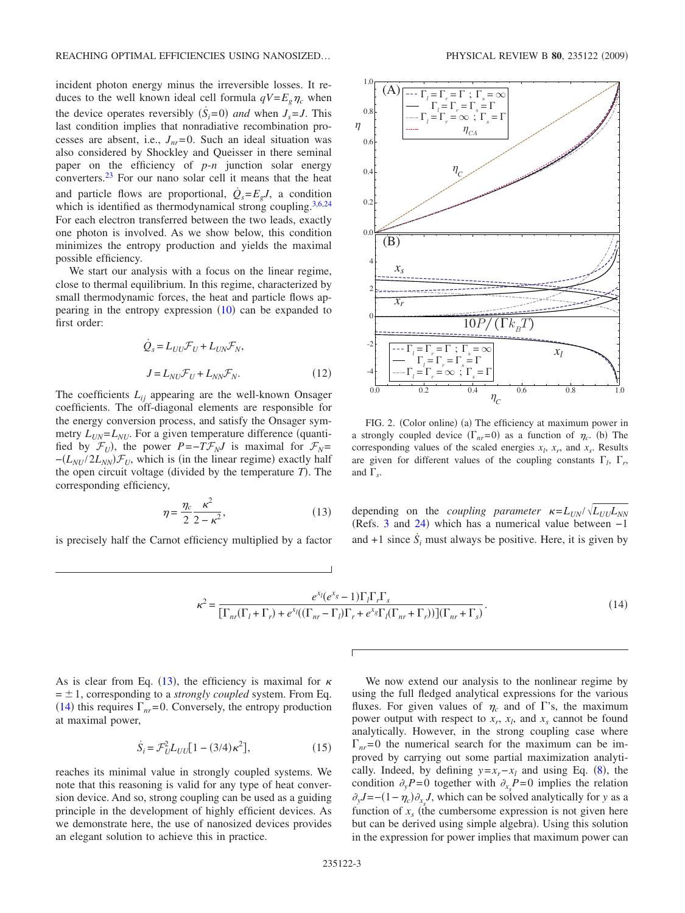incident photon energy minus the irreversible losses. It reduces to the well known ideal cell formula $qV = E_g \eta_c$ when the device operates reversibly ($\dot{S}_i = 0$) *and* when $J_s = J$. This last condition implies that nonradiative recombination processes are absent, i.e., $J_{nr} = 0$. Such an ideal situation was also considered by Shockley and Queisser in there seminal paper on the efficiency of *p-n* junction solar energy converters.[23] For our nano solar cell it means that the heat and particle flows are proportional, $\dot{Q}_s = E_g J$, a condition which is identified as thermodynamical strong coupling.[3,6,24] For each electron transferred between the two leads, exactly one photon is involved. As we show below, this condition minimizes the entropy production and yields the maximal possible efficiency.

We start our analysis with a focus on the linear regime, close to thermal equilibrium. In this regime, characterized by small thermodynamic forces, the heat and particle flows appearing in the entropy expression (10) can be expanded to first order:

$$\dot{Q}_s = L_{UU}\mathcal{F}_U + L_{UN}\mathcal{F}_N,$$

$$J = L_{NU}\mathcal{F}_U + L_{NN}\mathcal{F}_N. \tag{12}$$

The coefficients $L_{ij}$ appearing are the well-known Onsager coefficients. The off-diagonal elements are responsible for the energy conversion process, and satisfy the Onsager symmetry $L_{UN} = L_{NU}$. For a given temperature difference (quantified by $\mathcal{F}_U$), the power $P = -T\mathcal{F}_N J$ is maximal for $\mathcal{F}_N = -(L_{NU}/2L_{NN})\mathcal{F}_U$, which is (in the linear regime) exactly half the open circuit voltage (divided by the temperature $T$). The corresponding efficiency,

$$\eta = \frac{\eta_c}{2}\frac{\kappa^2}{2-\kappa^2}, \tag{13}$$

is precisely half the Carnot efficiency multiplied by a factor depending on the *coupling parameter* $\kappa = L_{UN}/\sqrt{L_{UU}L_{NN}}$ (Refs. 3 and 24) which has a numerical value between $-1$ and $+1$ since $\dot{S}_i$ must always be positive. Here, it is given by

$$\kappa^2 = \frac{e^{x_l}(e^{x_g}-1)\Gamma_l\Gamma_r\Gamma_s}{[\Gamma_{nr}(\Gamma_l+\Gamma_r) + e^{x_l}((\Gamma_{nr}-\Gamma_l)\Gamma_r + e^{x_g}\Gamma_l(\Gamma_{nr}+\Gamma_r))](\Gamma_{nr}+\Gamma_s)}. \tag{14}$$

FIG. 2. (Color online) (a) The efficiency at maximum power in a strongly coupled device ($\Gamma_{nr}=0$) as a function of $\eta_c$. (b) The corresponding values of the scaled energies $x_l$, $x_r$, and $x_s$. Results are given for different values of the coupling constants $\Gamma_l$, $\Gamma_r$, and $\Gamma_s$.

As is clear from Eq. (13), the efficiency is maximal for $\kappa = \pm 1$, corresponding to a *strongly coupled* system. From Eq. (14) this requires $\Gamma_{nr} = 0$. Conversely, the entropy production at maximal power,

$$\dot{S}_i = \mathcal{F}_U^2 L_{UU}[1-(3/4)\kappa^2], \tag{15}$$

reaches its minimal value in strongly coupled systems. We note that this reasoning is valid for any type of heat conversion device. And so, strong coupling can be used as a guiding principle in the development of highly efficient devices. As we demonstrate here, the use of nanosized devices provides an elegant solution to achieve this in practice.

We now extend our analysis to the nonlinear regime by using the full fledged analytical expressions for the various fluxes. For given values of $\eta_c$ and of $\Gamma$'s, the maximum power output with respect to $x_r$, $x_l$, and $x_s$ cannot be found analytically. However, in the strong coupling case where $\Gamma_{nr} = 0$ the numerical search for the maximum can be improved by carrying out some partial maximization analytically. Indeed, by defining $y = x_r - x_l$ and using Eq. (8), the condition $\partial_y P = 0$ together with $\partial_{x_s} P = 0$ implies the relation $\partial_y J = -(1-\eta_c)\partial_{x_s} J$, which can be solved analytically for $y$ as a function of $x_s$ (the cumbersome expression is not given here but can be derived using simple algebra). Using this solution in the expression for power implies that maximum power can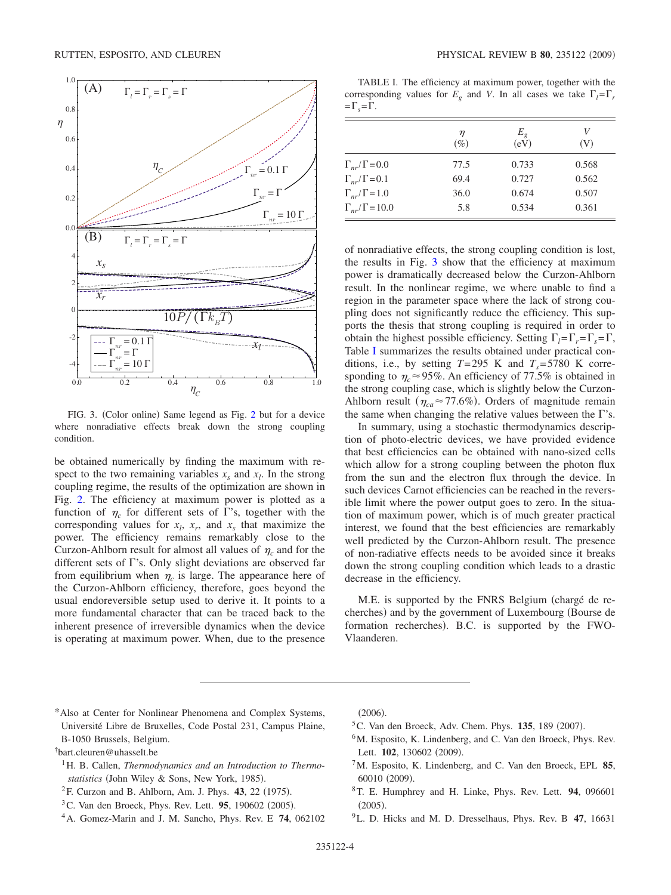FIG. 3. (Color online) Same legend as Fig. 2 but for a device where nonradiative effects break down the strong coupling condition.

be obtained numerically by finding the maximum with respect to the two remaining variables $x_s$ and $x_l$. In the strong coupling regime, the results of the optimization are shown in Fig. 2. The efficiency at maximum power is plotted as a function of $\eta_c$ for different sets of Γ's, together with the corresponding values for $x_l$, $x_r$, and $x_s$ that maximize the power. The efficiency remains remarkably close to the Curzon-Ahlborn result for almost all values of $\eta_c$ and for the different sets of Γ's. Only slight deviations are observed far from equilibrium when $\eta_c$ is large. The appearance here of the Curzon-Ahlborn efficiency, therefore, goes beyond the usual endoreversible setup used to derive it. It points to a more fundamental character that can be traced back to the inherent presence of irreversible dynamics when the device is operating at maximum power. When, due to the presence of nonradiative effects, the strong coupling condition is lost, the results in Fig. 3 show that the efficiency at maximum power is dramatically decreased below the Curzon-Ahlborn result. In the nonlinear regime, we where unable to find a region in the parameter space where the lack of strong coupling does not significantly reduce the efficiency. This supports the thesis that strong coupling is required in order to obtain the highest possible efficiency. Setting $\Gamma_l=\Gamma_r=\Gamma_s=\Gamma$, Table I summarizes the results obtained under practical conditions, i.e., by setting $T=295$ K and $T_s=5780$ K corresponding to $\eta_c \approx 95\%$. An efficiency of 77.5% is obtained in the strong coupling case, which is slightly below the Curzon-Ahlborn result ($\eta_{ca} \approx 77.6\%$). Orders of magnitude remain the same when changing the relative values between the Γ's.

TABLE I. The efficiency at maximum power, together with the corresponding values for $E_g$ and $V$. In all cases we take $\Gamma_l=\Gamma_r=\Gamma_s=\Gamma$.

| | $\eta$ (%) | $E_g$ (eV) | $V$ (V) |
|---|---|---|---|
| $\Gamma_{nr}/\Gamma=0.0$ | 77.5 | 0.733 | 0.568 |
| $\Gamma_{nr}/\Gamma=0.1$ | 69.4 | 0.727 | 0.562 |
| $\Gamma_{nr}/\Gamma=1.0$ | 36.0 | 0.674 | 0.507 |
| $\Gamma_{nr}/\Gamma=10.0$ | 5.8 | 0.534 | 0.361 |

In summary, using a stochastic thermodynamics description of photo-electric devices, we have provided evidence that best efficiencies can be obtained with nano-sized cells which allow for a strong coupling between the photon flux from the sun and the electron flux through the device. In such devices Carnot efficiencies can be reached in the reversible limit where the power output goes to zero. In the situation of maximum power, which is of much greater practical interest, we found that the best efficiencies are remarkably well predicted by the Curzon-Ahlborn result. The presence of non-radiative effects needs to be avoided since it breaks down the strong coupling condition which leads to a drastic decrease in the efficiency.

M.E. is supported by the FNRS Belgium (chargé de recherches) and by the government of Luxembourg (Bourse de formation recherches). B.C. is supported by the FWO-Vlaanderen.

---

*Also at Center for Nonlinear Phenomena and Complex Systems, Université Libre de Bruxelles, Code Postal 231, Campus Plaine, B-1050 Brussels, Belgium.

†bart.cleuren@uhasselt.be

[1] H. B. Callen, *Thermodynamics and an Introduction to Thermostatistics* (John Wiley & Sons, New York, 1985).

[2] F. Curzon and B. Ahlborn, Am. J. Phys. **43**, 22 (1975).

[3] C. Van den Broeck, Phys. Rev. Lett. **95**, 190602 (2005).

[4] A. Gomez-Marin and J. M. Sancho, Phys. Rev. E **74**, 062102 (2006).

[5] C. Van den Broeck, Adv. Chem. Phys. **135**, 189 (2007).

[6] M. Esposito, K. Lindenberg, and C. Van den Broeck, Phys. Rev. Lett. **102**, 130602 (2009).

[7] M. Esposito, K. Lindenberg, and C. Van den Broeck, EPL **85**, 60010 (2009).

[8] T. E. Humphrey and H. Linke, Phys. Rev. Lett. **94**, 096601 (2005).

[9] L. D. Hicks and M. D. Dresselhaus, Phys. Rev. B **47**, 16631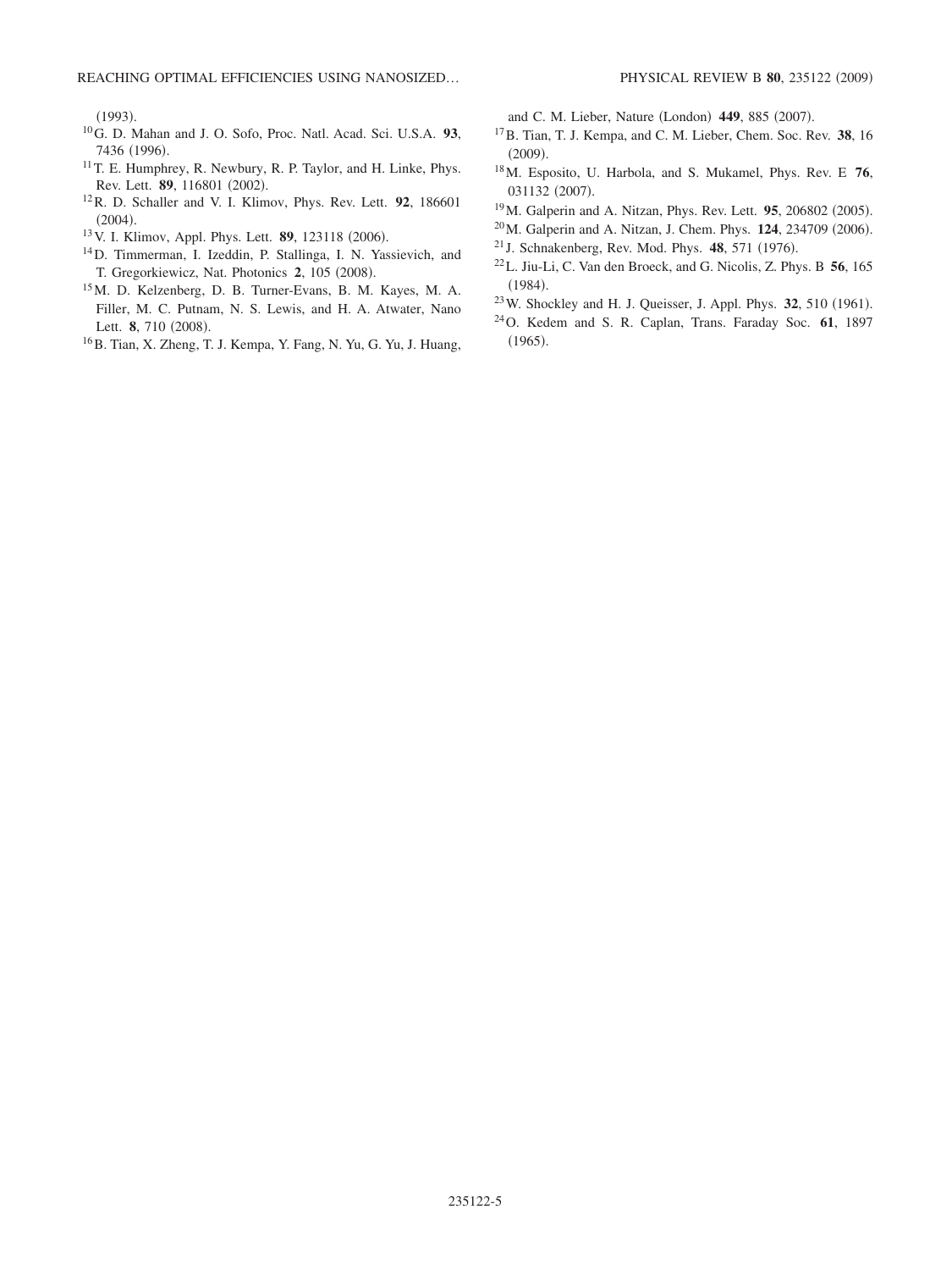(1993).

[10] G. D. Mahan and J. O. Sofo, Proc. Natl. Acad. Sci. U.S.A. **93**, 7436 (1996).

[11] T. E. Humphrey, R. Newbury, R. P. Taylor, and H. Linke, Phys. Rev. Lett. **89**, 116801 (2002).

[12] R. D. Schaller and V. I. Klimov, Phys. Rev. Lett. **92**, 186601 (2004).

[13] V. I. Klimov, Appl. Phys. Lett. **89**, 123118 (2006).

[14] D. Timmerman, I. Izeddin, P. Stallinga, I. N. Yassievich, and T. Gregorkiewicz, Nat. Photonics **2**, 105 (2008).

[15] M. D. Kelzenberg, D. B. Turner-Evans, B. M. Kayes, M. A. Filler, M. C. Putnam, N. S. Lewis, and H. A. Atwater, Nano Lett. **8**, 710 (2008).

[16] B. Tian, X. Zheng, T. J. Kempa, Y. Fang, N. Yu, G. Yu, J. Huang, and C. M. Lieber, Nature (London) **449**, 885 (2007).

[17] B. Tian, T. J. Kempa, and C. M. Lieber, Chem. Soc. Rev. **38**, 16 (2009).

[18] M. Esposito, U. Harbola, and S. Mukamel, Phys. Rev. E **76**, 031132 (2007).

[19] M. Galperin and A. Nitzan, Phys. Rev. Lett. **95**, 206802 (2005).

[20] M. Galperin and A. Nitzan, J. Chem. Phys. **124**, 234709 (2006).

[21] J. Schnakenberg, Rev. Mod. Phys. **48**, 571 (1976).

[22] L. Jiu-Li, C. Van den Broeck, and G. Nicolis, Z. Phys. B **56**, 165 (1984).

[23] W. Shockley and H. J. Queisser, J. Appl. Phys. **32**, 510 (1961).

[24] O. Kedem and S. R. Caplan, Trans. Faraday Soc. **61**, 1897 (1965).